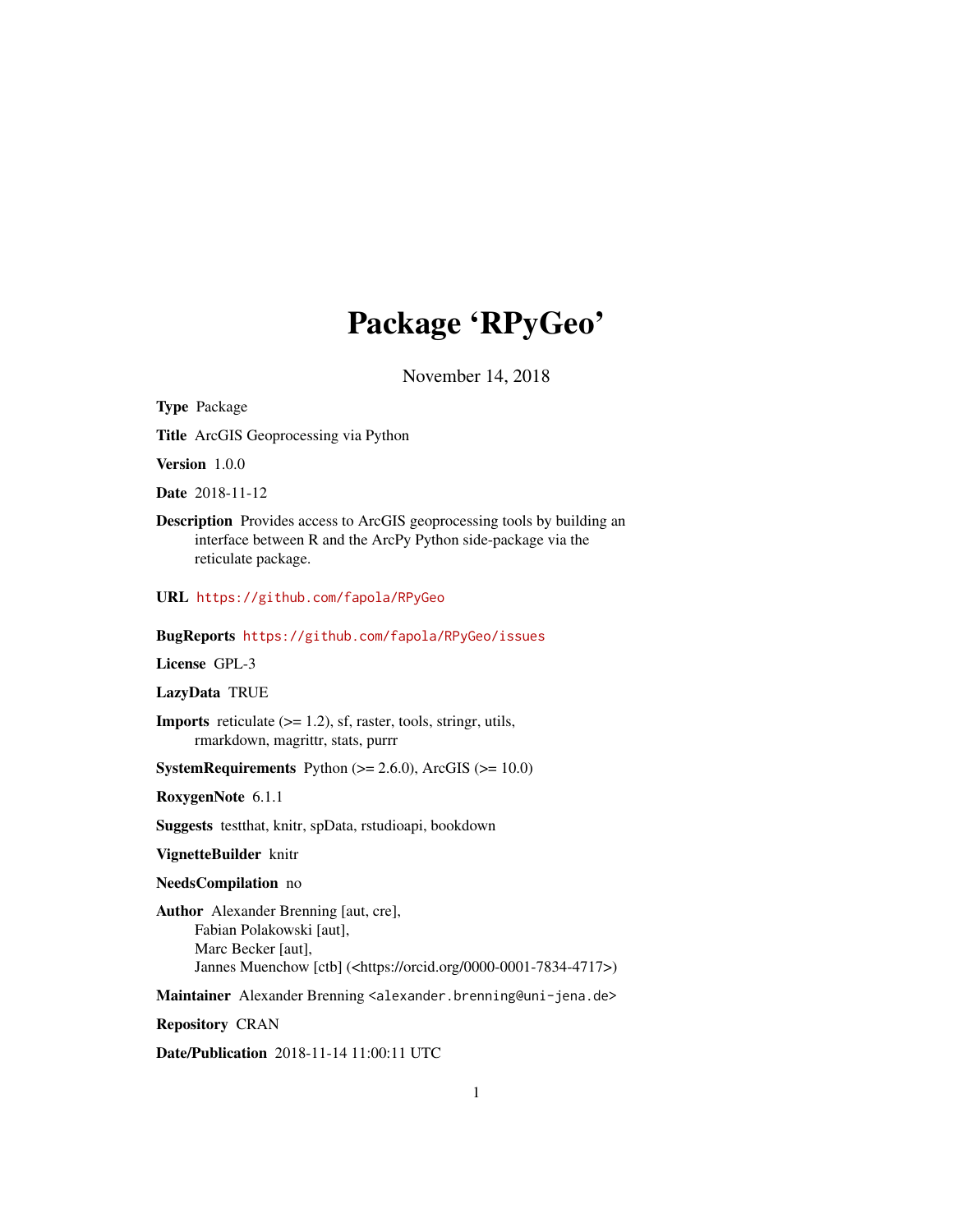# Package 'RPyGeo'

November 14, 2018

**Type** Package

**Title** ArcGIS Geoprocessing via Python

**Version** 1.0.0

**Date** 2018-11-12

**Description** Provides access to ArcGIS geoprocessing tools by building an interface between R and the ArcPy Python side-package via the reticulate package.

**URL** https://github.com/fapola/RPyGeo

**BugReports** https://github.com/fapola/RPyGeo/issues

**License** GPL-3

**LazyData** TRUE

**Imports** reticulate (>= 1.2), sf, raster, tools, stringr, utils, rmarkdown, magrittr, stats, purrr

**SystemRequirements** Python (>= 2.6.0), ArcGIS (>= 10.0)

**RoxygenNote** 6.1.1

**Suggests** testthat, knitr, spData, rstudioapi, bookdown

**VignetteBuilder** knitr

**NeedsCompilation** no

**Author** Alexander Brenning [aut, cre],
Fabian Polakowski [aut],
Marc Becker [aut],
Jannes Muenchow [ctb] (<https://orcid.org/0000-0001-7834-4717>)

**Maintainer** Alexander Brenning <alexander.brenning@uni-jena.de>

**Repository** CRAN

**Date/Publication** 2018-11-14 11:00:11 UTC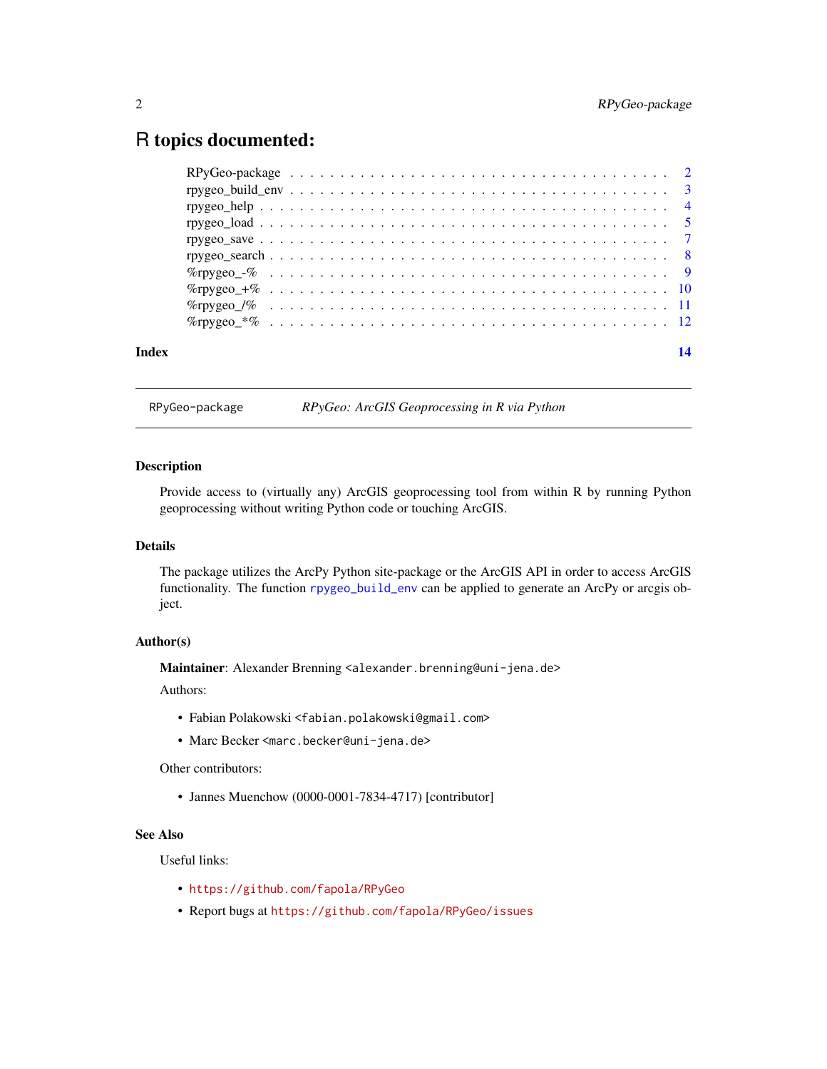# R topics documented:

| | |
|---|---|
| RPyGeo-package | 2 |
| rpygeo_build_env | 3 |
| rpygeo_help | 4 |
| rpygeo_load | 5 |
| rpygeo_save | 7 |
| rpygeo_search | 8 |
| %rpygeo_-% | 9 |
| %rpygeo_+% | 10 |
| %rpygeo_/% | 11 |
| %rpygeo_*% | 12 |

**Index** **14**

---

`RPyGeo-package` *RPyGeo: ArcGIS Geoprocessing in R via Python*

---

## Description

Provide access to (virtually any) ArcGIS geoprocessing tool from within R by running Python geoprocessing without writing Python code or touching ArcGIS.

## Details

The package utilizes the ArcPy Python site-package or the ArcGIS API in order to access ArcGIS functionality. The function `rpygeo_build_env` can be applied to generate an ArcPy or arcgis object.

## Author(s)

**Maintainer**: Alexander Brenning <`alexander.brenning@uni-jena.de`>

Authors:

- Fabian Polakowski <`fabian.polakowski@gmail.com`>
- Marc Becker <`marc.becker@uni-jena.de`>

Other contributors:

- Jannes Muenchow (0000-0001-7834-4717) [contributor]

## See Also

Useful links:

- `https://github.com/fapola/RPyGeo`
- Report bugs at `https://github.com/fapola/RPyGeo/issues`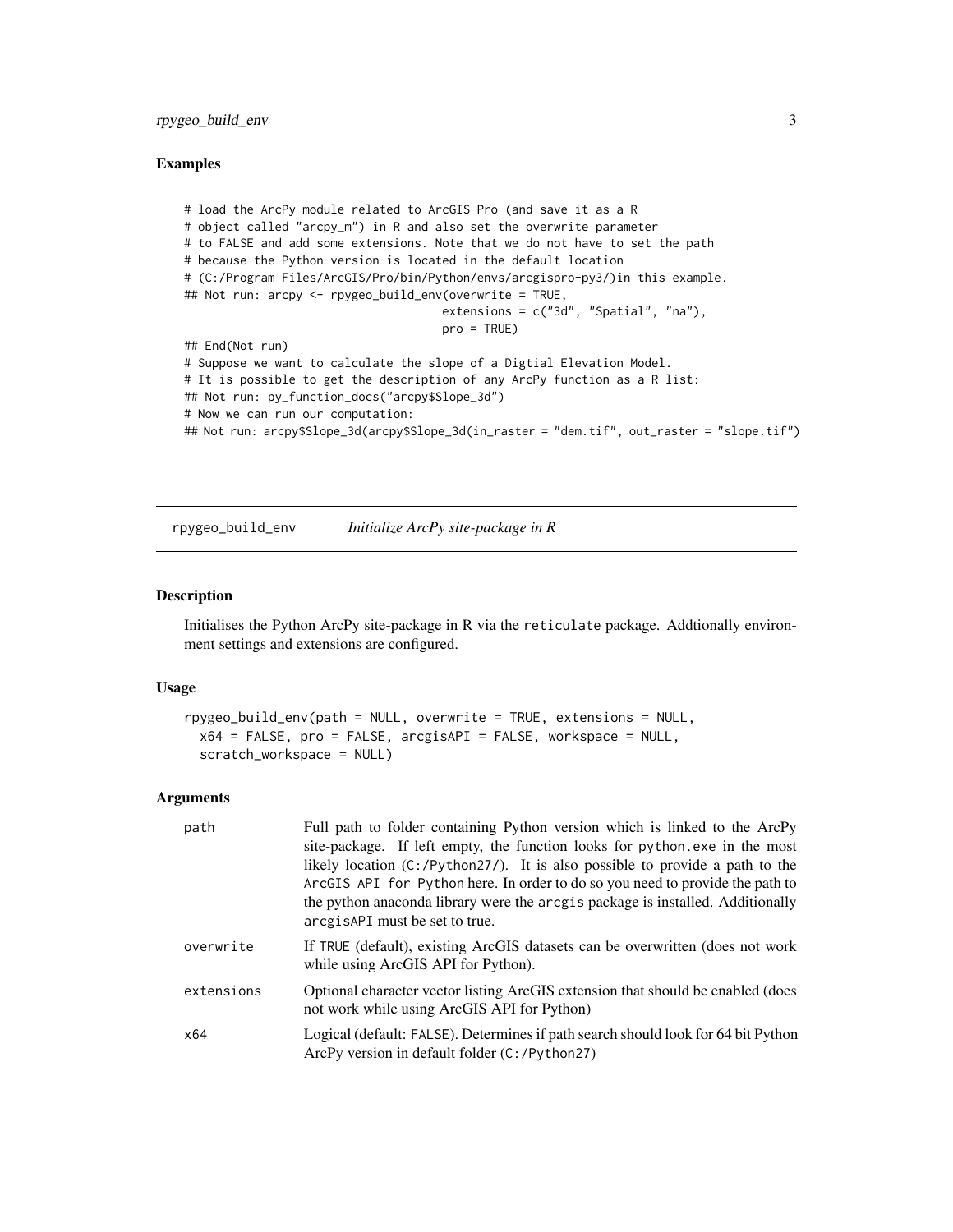### Examples

```
# load the ArcPy module related to ArcGIS Pro (and save it as a R
# object called "arcpy_m") in R and also set the overwrite parameter
# to FALSE and add some extensions. Note that we do not have to set the path
# because the Python version is located in the default location
# (C:/Program Files/ArcGIS/Pro/bin/Python/envs/arcgispro-py3/)in this example.
## Not run: arcpy <- rpygeo_build_env(overwrite = TRUE,
                                     extensions = c("3d", "Spatial", "na"),
                                     pro = TRUE)
## End(Not run)
# Suppose we want to calculate the slope of a Digtial Elevation Model.
# It is possible to get the description of any ArcPy function as a R list:
## Not run: py_function_docs("arcpy$Slope_3d")
# Now we can run our computation:
## Not run: arcpy$Slope_3d(arcpy$Slope_3d(in_raster = "dem.tif", out_raster = "slope.tif")
```

## rpygeo_build_env &nbsp;&nbsp;&nbsp; *Initialize ArcPy site-package in R*

### Description

Initialises the Python ArcPy site-package in R via the `reticulate` package. Addtionally environment settings and extensions are configured.

### Usage

```
rpygeo_build_env(path = NULL, overwrite = TRUE, extensions = NULL,
  x64 = FALSE, pro = FALSE, arcgisAPI = FALSE, workspace = NULL,
  scratch_workspace = NULL)
```

### Arguments

| | |
|---|---|
| `path` | Full path to folder containing Python version which is linked to the ArcPy site-package. If left empty, the function looks for `python.exe` in the most likely location (`C:/Python27/`). It is also possible to provide a path to the `ArcGIS API for Python` here. In order to do so you need to provide the path to the python anaconda library were the `arcgis` package is installed. Additionally `arcgisAPI` must be set to true. |
| `overwrite` | If `TRUE` (default), existing ArcGIS datasets can be overwritten (does not work while using ArcGIS API for Python). |
| `extensions` | Optional character vector listing ArcGIS extension that should be enabled (does not work while using ArcGIS API for Python) |
| `x64` | Logical (default: `FALSE`). Determines if path search should look for 64 bit Python ArcPy version in default folder (`C:/Python27`) |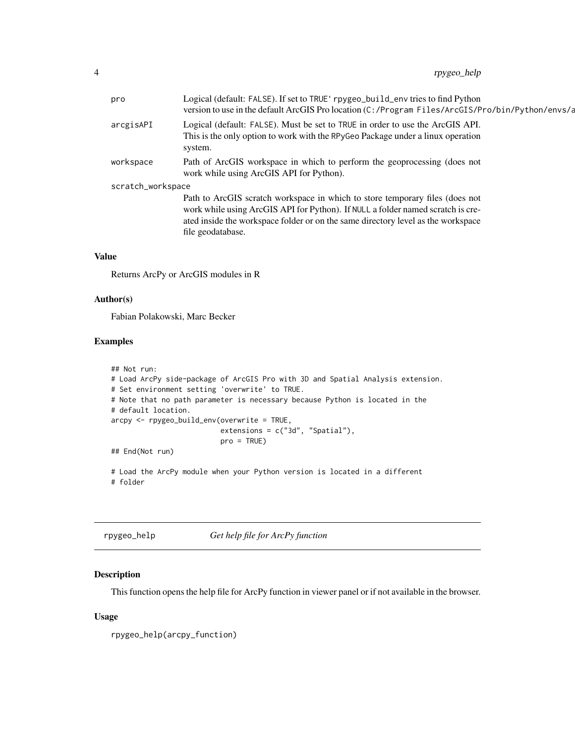| | |
|---|---|
| pro | Logical (default: FALSE). If set to TRUE` rpygeo_build_env tries to find Python version to use in the default ArcGIS Pro location (C:/Program Files/ArcGIS/Pro/bin/Python/envs/a |
| arcgisAPI | Logical (default: FALSE). Must be set to TRUE in order to use the ArcGIS API. This is the only option to work with the RPyGeo Package under a linux operation system. |
| workspace | Path of ArcGIS workspace in which to perform the geoprocessing (does not work while using ArcGIS API for Python). |
| scratch_workspace | Path to ArcGIS scratch workspace in which to store temporary files (does not work while using ArcGIS API for Python). If NULL a folder named scratch is created inside the workspace folder or on the same directory level as the workspace file geodatabase. |

### Value

Returns ArcPy or ArcGIS modules in R

### Author(s)

Fabian Polakowski, Marc Becker

### Examples

```
## Not run:
# Load ArcPy side-package of ArcGIS Pro with 3D and Spatial Analysis extension.
# Set environment setting 'overwrite' to TRUE.
# Note that no path parameter is necessary because Python is located in the
# default location.
arcpy <- rpygeo_build_env(overwrite = TRUE,
                          extensions = c("3d", "Spatial"),
                          pro = TRUE)
## End(Not run)

# Load the ArcPy module when your Python version is located in a different
# folder
```

---

## rpygeo_help — *Get help file for ArcPy function*

---

### Description

This function opens the help file for ArcPy function in viewer panel or if not available in the browser.

### Usage

```
rpygeo_help(arcpy_function)
```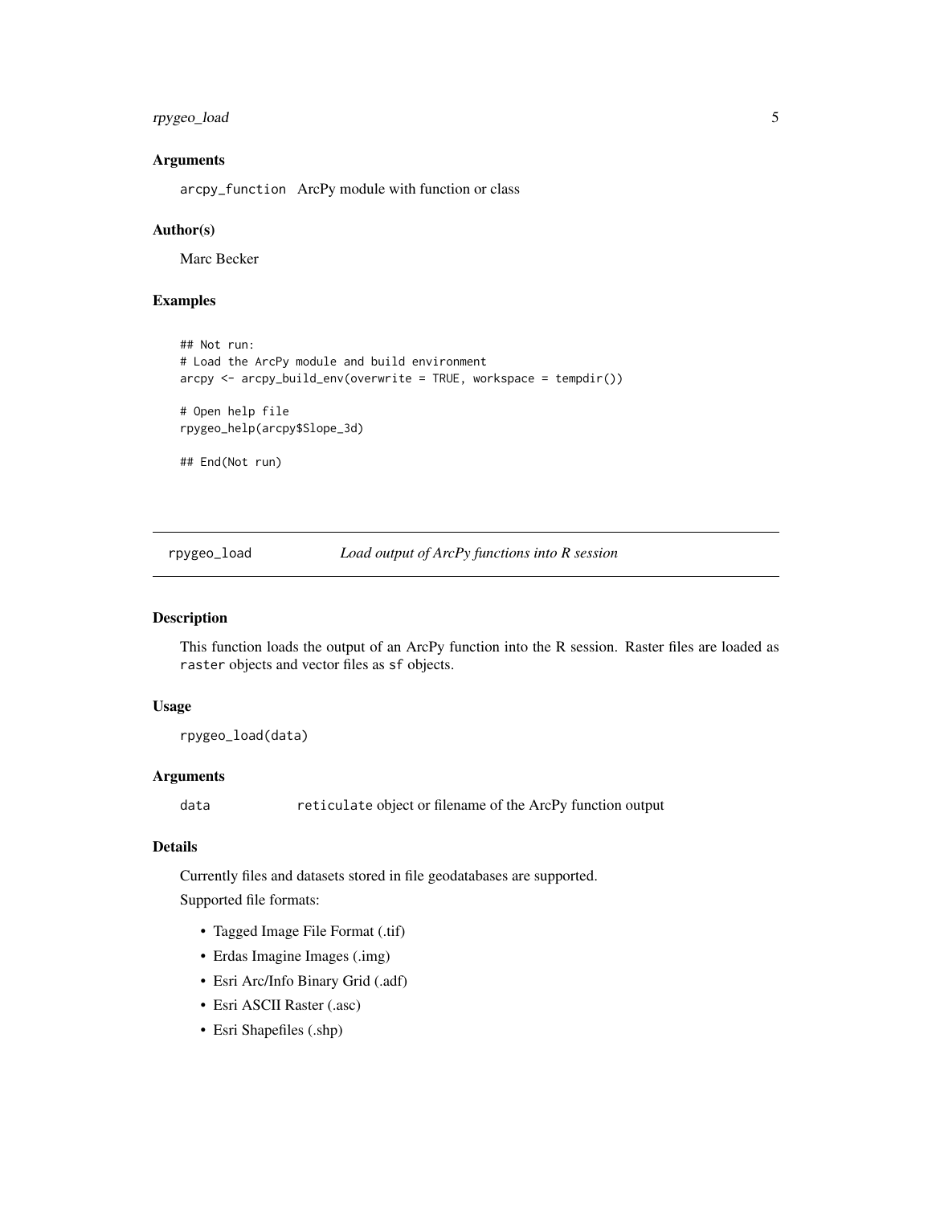### Arguments

arcpy_function ArcPy module with function or class

### Author(s)

Marc Becker

### Examples

```
## Not run:
# Load the ArcPy module and build environment
arcpy <- arcpy_build_env(overwrite = TRUE, workspace = tempdir())

# Open help file
rpygeo_help(arcpy$Slope_3d)

## End(Not run)
```

---

## rpygeo_load *Load output of ArcPy functions into R session*

### Description

This function loads the output of an ArcPy function into the R session. Raster files are loaded as `raster` objects and vector files as `sf` objects.

### Usage

```
rpygeo_load(data)
```

### Arguments

data `reticulate` object or filename of the ArcPy function output

### Details

Currently files and datasets stored in file geodatabases are supported.

Supported file formats:

- Tagged Image File Format (.tif)
- Erdas Imagine Images (.img)
- Esri Arc/Info Binary Grid (.adf)
- Esri ASCII Raster (.asc)
- Esri Shapefiles (.shp)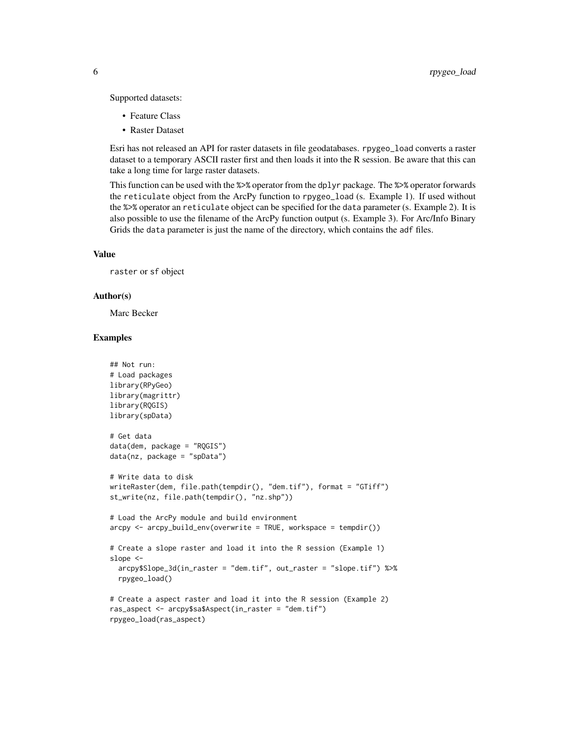Supported datasets:

- Feature Class
- Raster Dataset

Esri has not released an API for raster datasets in file geodatabases. `rpygeo_load` converts a raster dataset to a temporary ASCII raster first and then loads it into the R session. Be aware that this can take a long time for large raster datasets.

This function can be used with the `%>%` operator from the `dplyr` package. The `%>%` operator forwards the `reticulate` object from the ArcPy function to `rpygeo_load` (s. Example 1). If used without the `%>%` operator an `reticulate` object can be specified for the `data` parameter (s. Example 2). It is also possible to use the filename of the ArcPy function output (s. Example 3). For Arc/Info Binary Grids the `data` parameter is just the name of the directory, which contains the `adf` files.

### Value

`raster` or `sf` object

### Author(s)

Marc Becker

### Examples

```
## Not run:
# Load packages
library(RPyGeo)
library(magrittr)
library(RQGIS)
library(spData)

# Get data
data(dem, package = "RQGIS")
data(nz, package = "spData")

# Write data to disk
writeRaster(dem, file.path(tempdir(), "dem.tif"), format = "GTiff")
st_write(nz, file.path(tempdir(), "nz.shp"))

# Load the ArcPy module and build environment
arcpy <- arcpy_build_env(overwrite = TRUE, workspace = tempdir())

# Create a slope raster and load it into the R session (Example 1)
slope <-
  arcpy$Slope_3d(in_raster = "dem.tif", out_raster = "slope.tif") %>%
  rpygeo_load()

# Create a aspect raster and load it into the R session (Example 2)
ras_aspect <- arcpy$sa$Aspect(in_raster = "dem.tif")
rpygeo_load(ras_aspect)
```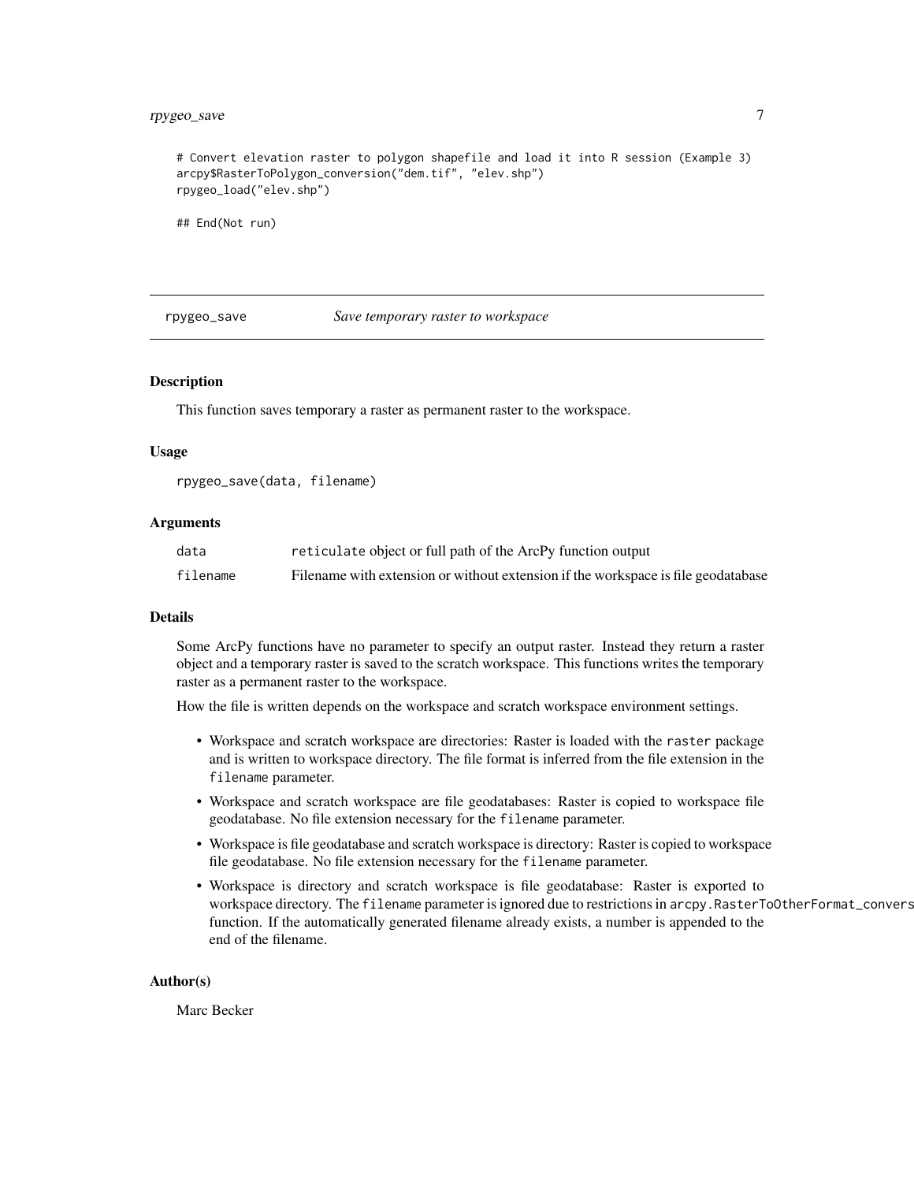```
# Convert elevation raster to polygon shapefile and load it into R session (Example 3)
arcpy$RasterToPolygon_conversion("dem.tif", "elev.shp")
rpygeo_load("elev.shp")

## End(Not run)
```

## rpygeo_save — *Save temporary raster to workspace*

### Description

This function saves temporary a raster as permanent raster to the workspace.

### Usage

```
rpygeo_save(data, filename)
```

### Arguments

| | |
|---|---|
| data | reticulate object or full path of the ArcPy function output |
| filename | Filename with extension or without extension if the workspace is file geodatabase |

### Details

Some ArcPy functions have no parameter to specify an output raster. Instead they return a raster object and a temporary raster is saved to the scratch workspace. This functions writes the temporary raster as a permanent raster to the workspace.

How the file is written depends on the workspace and scratch workspace environment settings.

- Workspace and scratch workspace are directories: Raster is loaded with the `raster` package and is written to workspace directory. The file format is inferred from the file extension in the `filename` parameter.
- Workspace and scratch workspace are file geodatabases: Raster is copied to workspace file geodatabase. No file extension necessary for the `filename` parameter.
- Workspace is file geodatabase and scratch workspace is directory: Raster is copied to workspace file geodatabase. No file extension necessary for the `filename` parameter.
- Workspace is directory and scratch workspace is file geodatabase: Raster is exported to workspace directory. The `filename` parameter is ignored due to restrictions in `arcpy.RasterToOtherFormat_convers` function. If the automatically generated filename already exists, a number is appended to the end of the filename.

### Author(s)

Marc Becker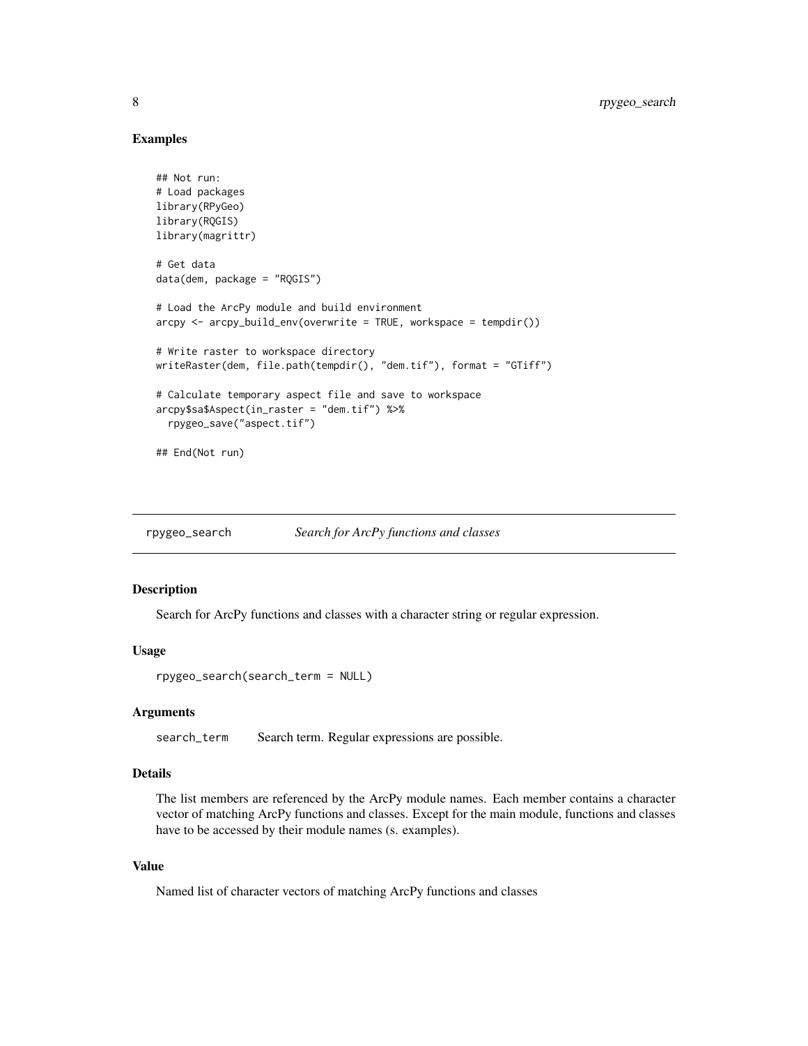## Examples

```
## Not run:
# Load packages
library(RPyGeo)
library(RQGIS)
library(magrittr)

# Get data
data(dem, package = "RQGIS")

# Load the ArcPy module and build environment
arcpy <- arcpy_build_env(overwrite = TRUE, workspace = tempdir())

# Write raster to workspace directory
writeRaster(dem, file.path(tempdir(), "dem.tif"), format = "GTiff")

# Calculate temporary aspect file and save to workspace
arcpy$sa$Aspect(in_raster = "dem.tif") %>%
  rpygeo_save("aspect.tif")

## End(Not run)
```

---

# rpygeo_search *Search for ArcPy functions and classes*

## Description

Search for ArcPy functions and classes with a character string or regular expression.

## Usage

```
rpygeo_search(search_term = NULL)
```

## Arguments

`search_term` Search term. Regular expressions are possible.

## Details

The list members are referenced by the ArcPy module names. Each member contains a character vector of matching ArcPy functions and classes. Except for the main module, functions and classes have to be accessed by their module names (s. examples).

## Value

Named list of character vectors of matching ArcPy functions and classes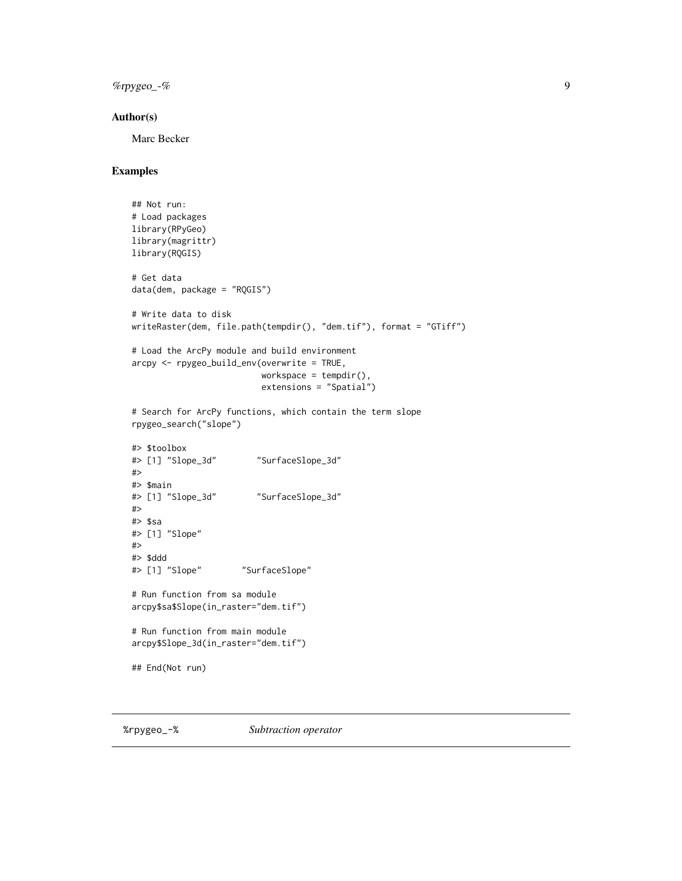### Author(s)

Marc Becker

### Examples

```
## Not run:
# Load packages
library(RPyGeo)
library(magrittr)
library(RQGIS)

# Get data
data(dem, package = "RQGIS")

# Write data to disk
writeRaster(dem, file.path(tempdir(), "dem.tif"), format = "GTiff")

# Load the ArcPy module and build environment
arcpy <- rpygeo_build_env(overwrite = TRUE,
                          workspace = tempdir(),
                          extensions = "Spatial")

# Search for ArcPy functions, which contain the term slope
rpygeo_search("slope")

#> $toolbox
#> [1] "Slope_3d"        "SurfaceSlope_3d"
#>
#> $main
#> [1] "Slope_3d"        "SurfaceSlope_3d"
#>
#> $sa
#> [1] "Slope"
#>
#> $ddd
#> [1] "Slope"        "SurfaceSlope"

# Run function from sa module
arcpy$sa$Slope(in_raster="dem.tif")

# Run function from main module
arcpy$Slope_3d(in_raster="dem.tif")

## End(Not run)
```

## %rpygeo_-% *Subtraction operator*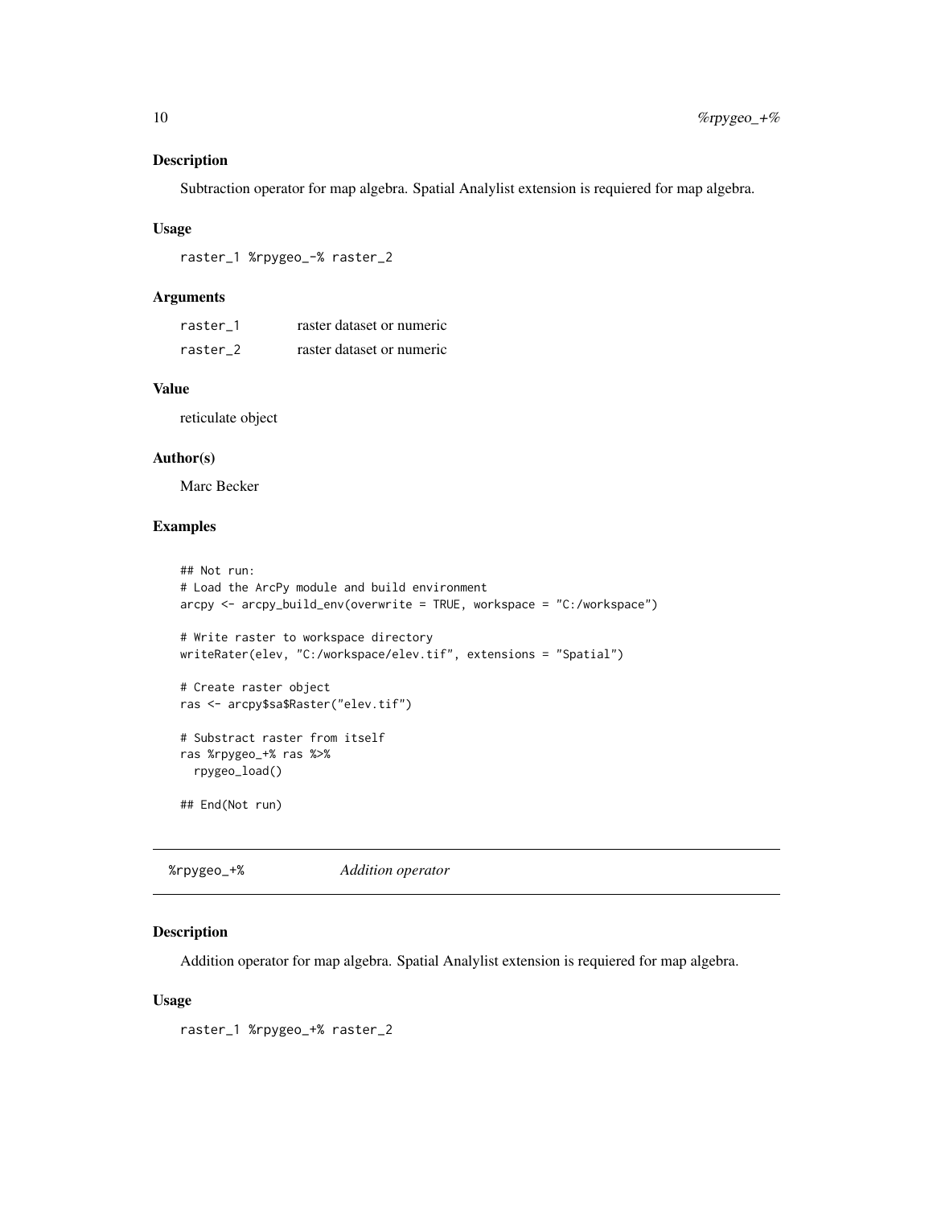## Description

Subtraction operator for map algebra. Spatial Analylist extension is requiered for map algebra.

## Usage

```
raster_1 %rpygeo_-% raster_2
```

## Arguments

| | |
|---|---|
| raster_1 | raster dataset or numeric |
| raster_2 | raster dataset or numeric |

## Value

reticulate object

## Author(s)

Marc Becker

## Examples

```
## Not run:
# Load the ArcPy module and build environment
arcpy <- arcpy_build_env(overwrite = TRUE, workspace = "C:/workspace")

# Write raster to workspace directory
writeRater(elev, "C:/workspace/elev.tif", extensions = "Spatial")

# Create raster object
ras <- arcpy$sa$Raster("elev.tif")

# Substract raster from itself
ras %rpygeo_+% ras %>%
  rpygeo_load()

## End(Not run)
```

---

# %rpygeo_+% *Addition operator*

## Description

Addition operator for map algebra. Spatial Analylist extension is requiered for map algebra.

## Usage

```
raster_1 %rpygeo_+% raster_2
```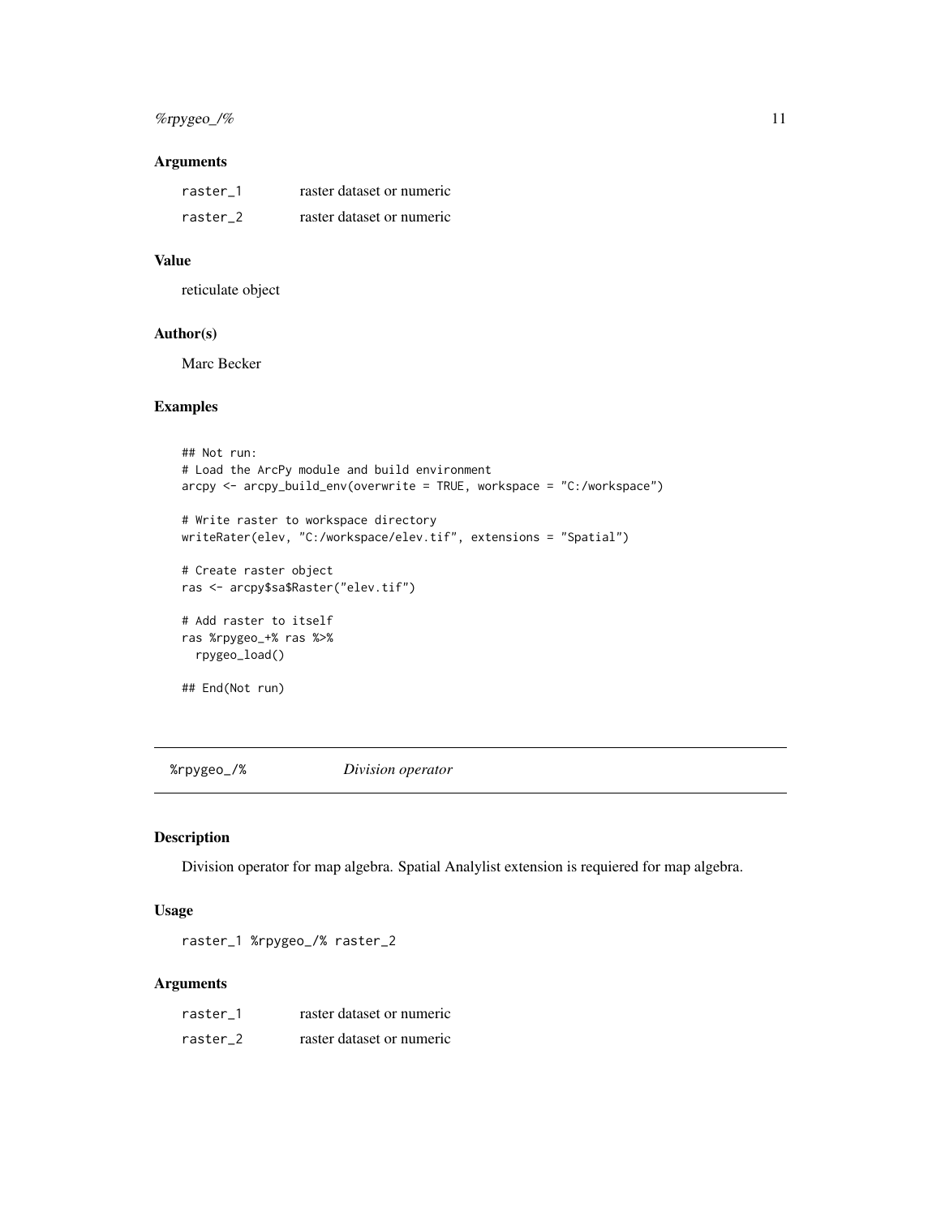### Arguments

| | |
|---|---|
| raster_1 | raster dataset or numeric |
| raster_2 | raster dataset or numeric |

### Value

reticulate object

### Author(s)

Marc Becker

### Examples

```
## Not run:
# Load the ArcPy module and build environment
arcpy <- arcpy_build_env(overwrite = TRUE, workspace = "C:/workspace")

# Write raster to workspace directory
writeRater(elev, "C:/workspace/elev.tif", extensions = "Spatial")

# Create raster object
ras <- arcpy$sa$Raster("elev.tif")

# Add raster to itself
ras %rpygeo_+% ras %>%
  rpygeo_load()

## End(Not run)
```

---

## %rpygeo_/% *Division operator*

---

### Description

Division operator for map algebra. Spatial Analylist extension is requiered for map algebra.

### Usage

```
raster_1 %rpygeo_/% raster_2
```

### Arguments

| | |
|---|---|
| raster_1 | raster dataset or numeric |
| raster_2 | raster dataset or numeric |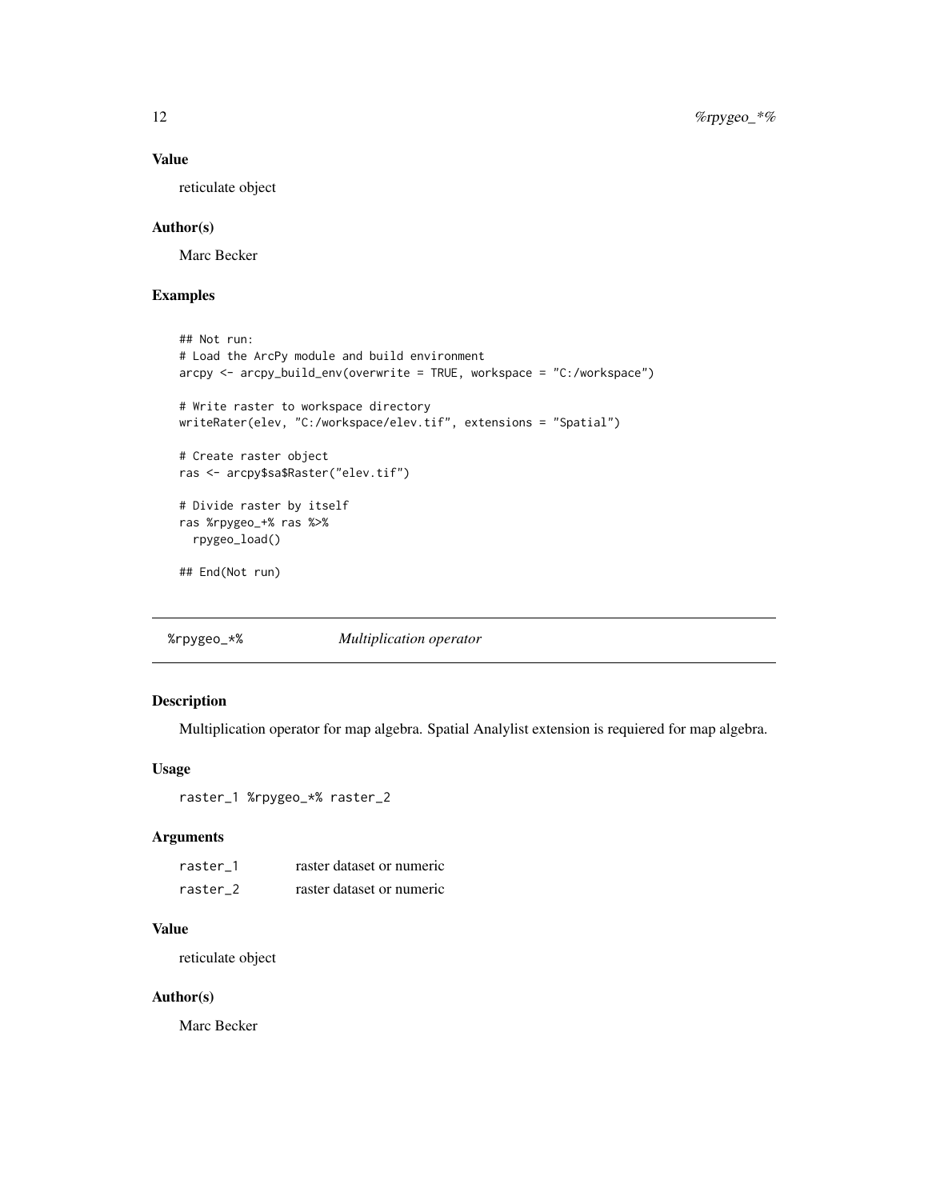### Value

reticulate object

### Author(s)

Marc Becker

### Examples

```
## Not run:
# Load the ArcPy module and build environment
arcpy <- arcpy_build_env(overwrite = TRUE, workspace = "C:/workspace")

# Write raster to workspace directory
writeRater(elev, "C:/workspace/elev.tif", extensions = "Spatial")

# Create raster object
ras <- arcpy$sa$Raster("elev.tif")

# Divide raster by itself
ras %rpygeo_+% ras %>%
  rpygeo_load()

## End(Not run)
```

---

## %rpygeo_*% *Multiplication operator*

---

### Description

Multiplication operator for map algebra. Spatial Analylist extension is requiered for map algebra.

### Usage

```
raster_1 %rpygeo_*% raster_2
```

### Arguments

| | |
|---|---|
| raster_1 | raster dataset or numeric |
| raster_2 | raster dataset or numeric |

### Value

reticulate object

### Author(s)

Marc Becker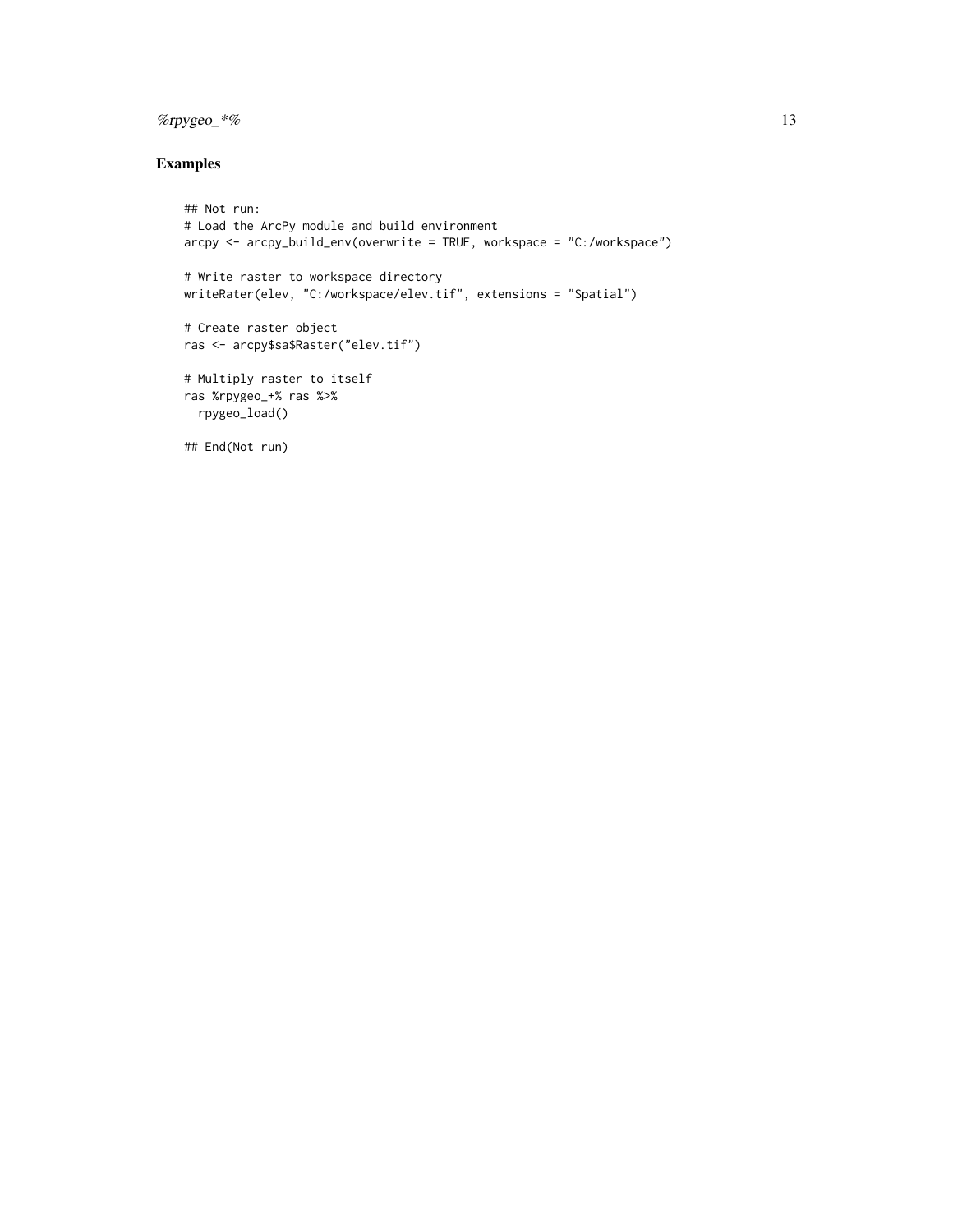## Examples

```
## Not run:
# Load the ArcPy module and build environment
arcpy <- arcpy_build_env(overwrite = TRUE, workspace = "C:/workspace")

# Write raster to workspace directory
writeRater(elev, "C:/workspace/elev.tif", extensions = "Spatial")

# Create raster object
ras <- arcpy$sa$Raster("elev.tif")

# Multiply raster to itself
ras %rpygeo_+% ras %>%
  rpygeo_load()

## End(Not run)
```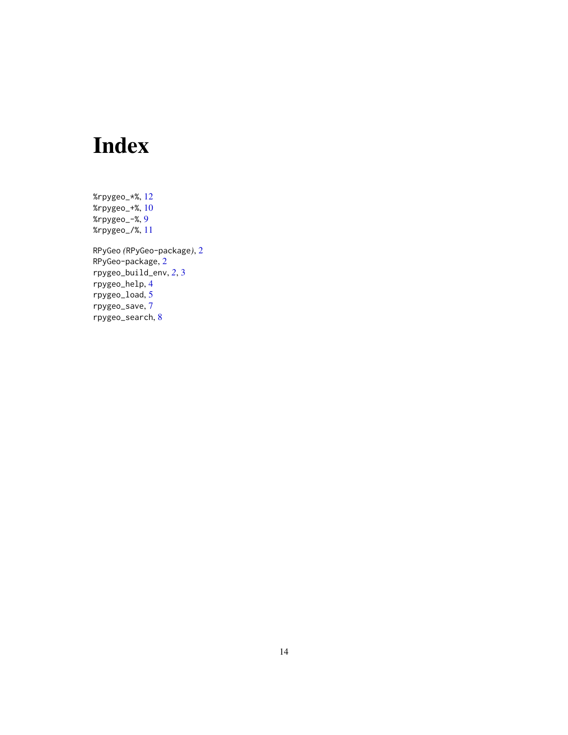# Index

%rpygeo_*%, 12
%rpygeo_+%, 10
%rpygeo_-%, 9
%rpygeo_/%, 11

RPyGeo (RPyGeo-package), 2
RPyGeo-package, 2
rpygeo_build_env, *2*, 3
rpygeo_help, 4
rpygeo_load, 5
rpygeo_save, 7
rpygeo_search, 8